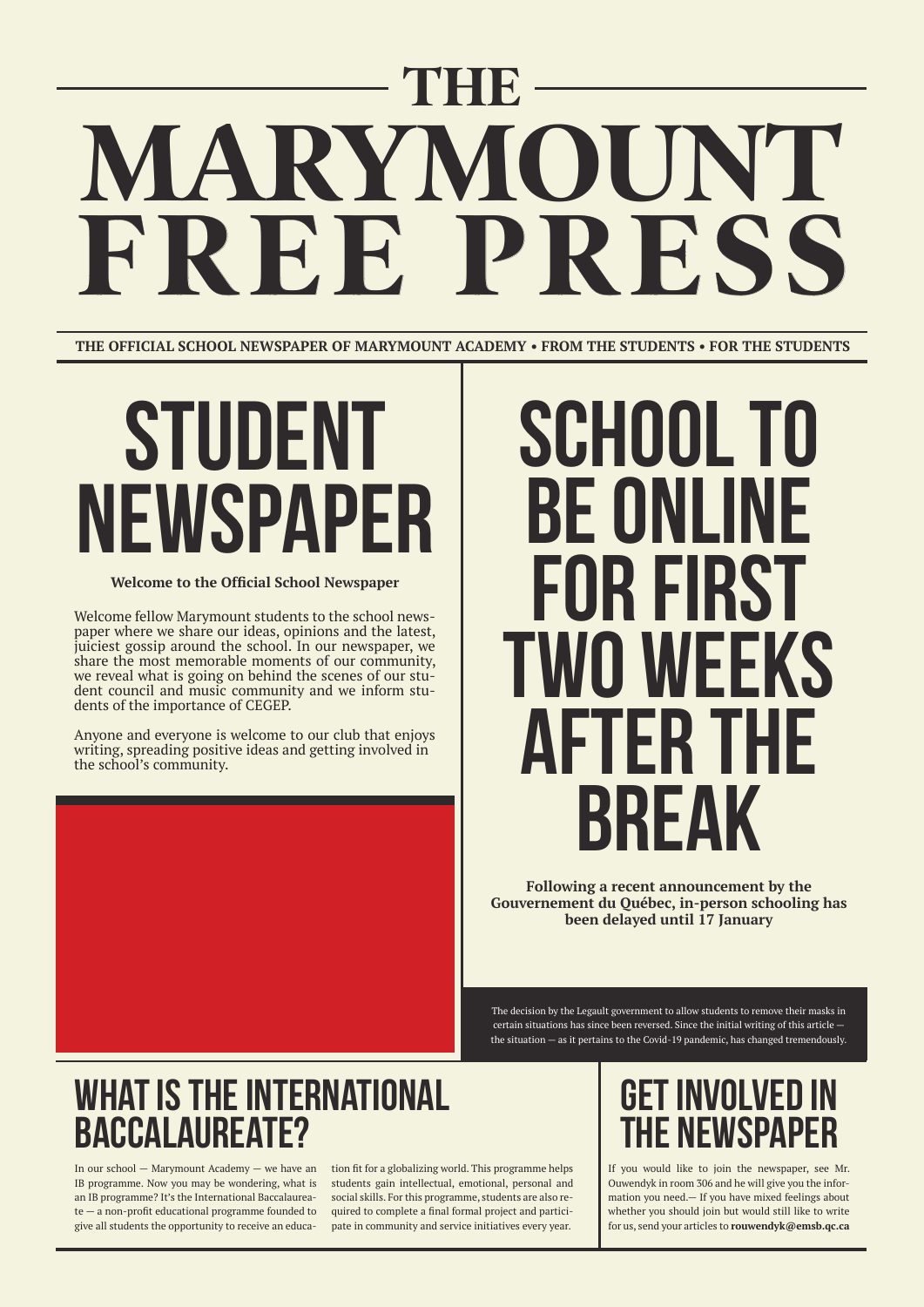# THE MARYMOUNT FREE PRESS

**THE OFFICIAL SCHOOL NEWSPAPER OF MARYMOUNT ACADEMY • FROM THE STUDENTS • FOR THE STUDENTS**

## STUDENT NEWSPAPER

**Welcome to the Official School Newspaper**

Welcome fellow Marymount students to the school newspaper where we share our ideas, opinions and the latest, juiciest gossip around the school. In our newspaper, we share the most memorable moments of our community, we reveal what is going on behind the scenes of our student council and music community and we inform students of the importance of CEGEP.

Anyone and everyone is welcome to our club that enjoys writing, spreading positive ideas and getting involved in the school's community.

## SCHOOL TO BE ONLINE FOR FIRST TWO WEEKS AFTER THE BREAK

**Following a recent announcement by the Gouvernement du Québec, in-person schooling has been delayed until 17 January**

The decision by the Legault government to allow students to remove their masks in certain situations has since been reversed. Since the initial writing of this article — the situation — as it pertains to the Covid-19 pandemic, has changed tremendously.

## WHAT IS THE INTERNATIONAL BACCALAUREATE?

In our school — Marymount Academy — we have an IB programme. Now you may be wondering, what is an IB programme? It's the International Baccalaureate — a non-profit educational programme founded to give all students the opportunity to receive an education fit for a globalizing world. This programme helps students gain intellectual, emotional, personal and social skills. For this programme, students are also required to complete a final formal project and participate in community and service initiatives every year.

## GET INVOLVED IN THE NEWSPAPER

If you would like to join the newspaper, see Mr. Ouwendyk in room 306 and he will give you the information you need.— If you have mixed feelings about whether you should join but would still like to write for us, send your articles to **rouwendyk@emsb.qc.ca**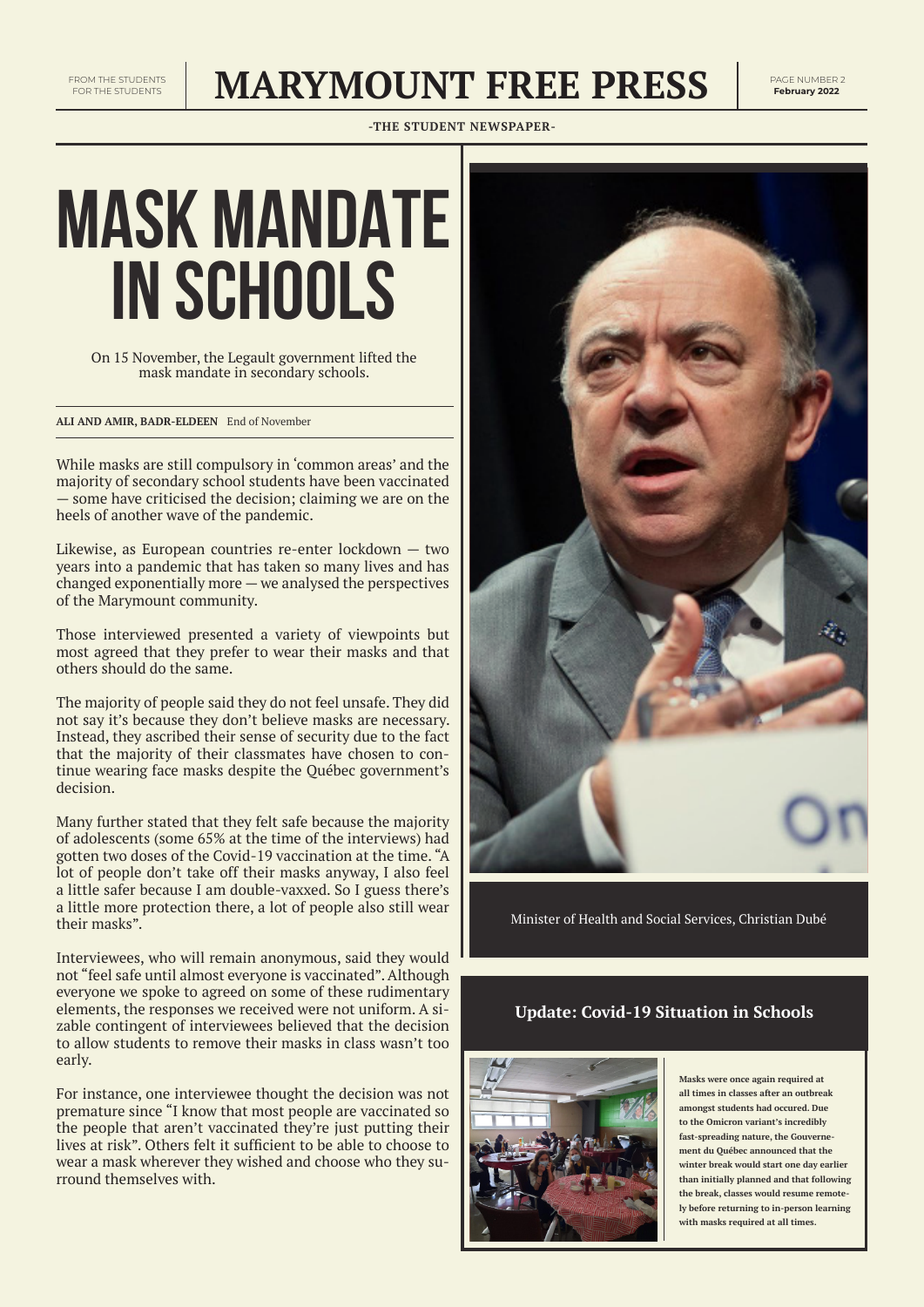# MASK MANDATE IN SCHOOLS

On 15 November, the Legault government lifted the mask mandate in secondary schools.

**ALI AND AMIR, BADR-ELDEEN** End of November

While masks are still compulsory in 'common areas' and the majority of secondary school students have been vaccinated — some have criticised the decision; claiming we are on the heels of another wave of the pandemic.

Likewise, as European countries re-enter lockdown — two years into a pandemic that has taken so many lives and has changed exponentially more — we analysed the perspectives of the Marymount community.

Those interviewed presented a variety of viewpoints but most agreed that they prefer to wear their masks and that others should do the same.

The majority of people said they do not feel unsafe. They did not say it's because they don't believe masks are necessary. Instead, they ascribed their sense of security due to the fact that the majority of their classmates have chosen to continue wearing face masks despite the Québec government's decision.

Many further stated that they felt safe because the majority of adolescents (some 65% at the time of the interviews) had gotten two doses of the Covid-19 vaccination at the time. "A lot of people don't take off their masks anyway, I also feel a little safer because I am double-vaxxed. So I guess there's a little more protection there, a lot of people also still wear their masks".

Interviewees, who will remain anonymous, said they would not "feel safe until almost everyone is vaccinated". Although everyone we spoke to agreed on some of these rudimentary elements, the responses we received were not uniform. A sizable contingent of interviewees believed that the decision to allow students to remove their masks in class wasn't too early.

For instance, one interviewee thought the decision was not premature since "I know that most people are vaccinated so the people that aren't vaccinated they're just putting their lives at risk". Others felt it sufficient to be able to choose to wear a mask wherever they wished and choose who they surround themselves with.

Minister of Health and Social Services, Christian Dubé

## Update: Covid-19 Situation in Schools

**Masks were once again required at all times in classes after an outbreak amongst students had occured. Due to the Omicron variant's incredibly fast-spreading nature, the Gouvernement du Québec announced that the winter break would start one day earlier than initially planned and that following the break, classes would resume remotely before returning to in-person learning with masks required at all times.**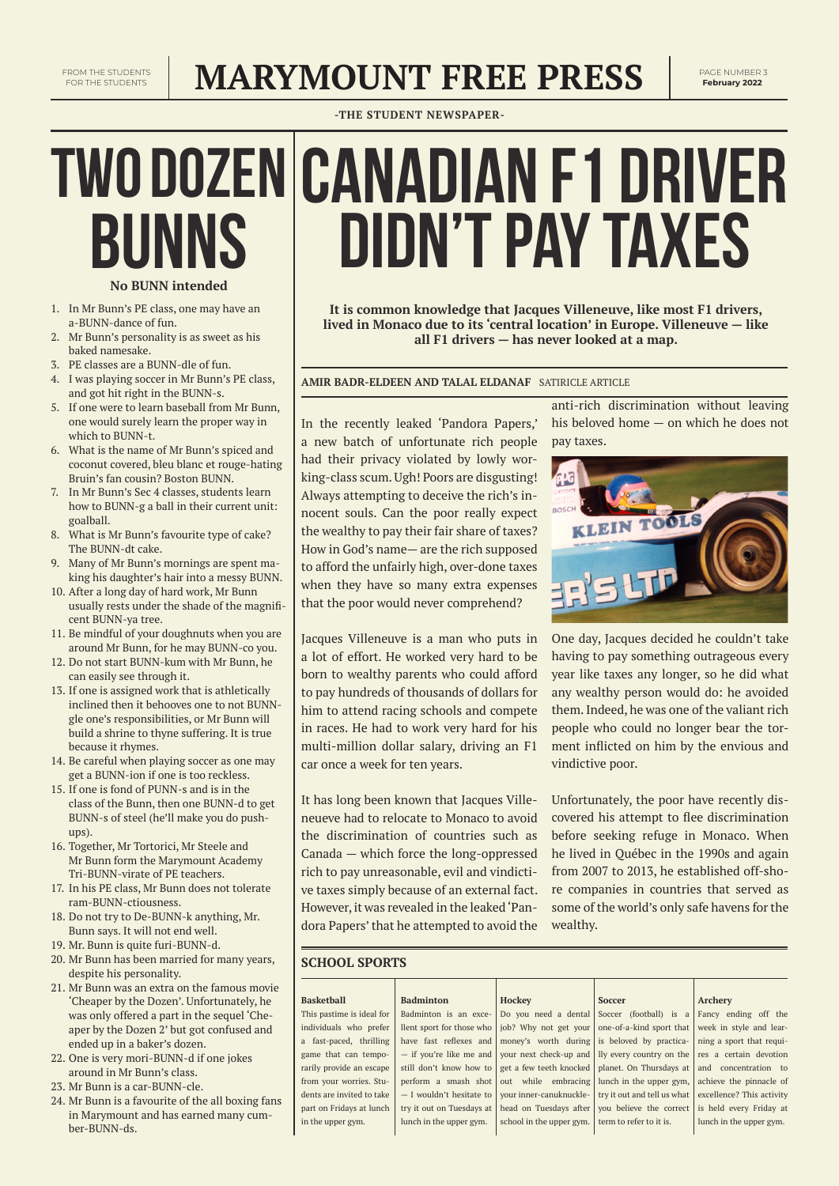# MARYMOUNT FREE PRESS

FROM THE STUDENTS FOR THE STUDENTS

-THE STUDENT NEWSPAPER-

## TWO DOZEN BUNNS

**No BUNN intended**

1. In Mr Bunn's PE class, one may have an a-BUNN-dance of fun.
2. Mr Bunn's personality is as sweet as his baked namesake.
3. PE classes are a BUNN-dle of fun.
4. I was playing soccer in Mr Bunn's PE class, and got hit right in the BUNN-s.
5. If one were to learn baseball from Mr Bunn, one would surely learn the proper way in which to BUNN-t.
6. What is the name of Mr Bunn's spiced and coconut covered, bleu blanc et rouge-hating Bruin's fan cousin? Boston BUNN.
7. In Mr Bunn's Sec 4 classes, students learn how to BUNN-g a ball in their current unit: goalball.
8. What is Mr Bunn's favourite type of cake? The BUNN-dt cake.
9. Many of Mr Bunn's mornings are spent making his daughter's hair into a messy BUNN.
10. After a long day of hard work, Mr Bunn usually rests under the shade of the magnificent BUNN-ya tree.
11. Be mindful of your doughnuts when you are around Mr Bunn, for he may BUNN-co you.
12. Do not start BUNN-kum with Mr Bunn, he can easily see through it.
13. If one is assigned work that is athletically inclined then it behooves one to not BUNN-gle one's responsibilities, or Mr Bunn will build a shrine to thyne suffering. It is true because it rhymes.
14. Be careful when playing soccer as one may get a BUNN-ion if one is too reckless.
15. If one is fond of PUNN-s and is in the class of the Bunn, then one BUNN-d to get BUNN-s of steel (he'll make you do push-ups).
16. Together, Mr Tortorici, Mr Steele and Mr Bunn form the Marymount Academy Tri-BUNN-virate of PE teachers.
17. In his PE class, Mr Bunn does not tolerate ram-BUNN-ctiousness.
18. Do not try to De-BUNN-k anything, Mr. Bunn says. It will not end well.
19. Mr. Bunn is quite furi-BUNN-d.
20. Mr Bunn has been married for many years, despite his personality.
21. Mr Bunn was an extra on the famous movie 'Cheaper by the Dozen'. Unfortunately, he was only offered a part in the sequel 'Cheaper by the Dozen 2' but got confused and ended up in a baker's dozen.
22. One is very mori-BUNN-d if one jokes around in Mr Bunn's class.
23. Mr Bunn is a car-BUNN-cle.
24. Mr Bunn is a favourite of the all boxing fans in Marymount and has earned many cumber-BUNN-ds.

## CANADIAN F1 DRIVER DIDN'T PAY TAXES

**It is common knowledge that Jacques Villeneuve, like most F1 drivers, lived in Monaco due to its 'central location' in Europe. Villeneuve — like all F1 drivers — has never looked at a map.**

**AMIR BADR-ELDEEN AND TALAL ELDANAF** SATIRICLE ARTICLE

In the recently leaked 'Pandora Papers,' a new batch of unfortunate rich people had their privacy violated by lowly working-class scum. Ugh! Poors are disgusting! Always attempting to deceive the rich's innocent souls. Can the poor really expect the wealthy to pay their fair share of taxes? How in God's name— are the rich supposed to afford the unfairly high, over-done taxes when they have so many extra expenses that the poor would never comprehend?

Jacques Villeneuve is a man who puts in a lot of effort. He worked very hard to be born to wealthy parents who could afford to pay hundreds of thousands of dollars for him to attend racing schools and compete in races. He had to work very hard for his multi-million dollar salary, driving an F1 car once a week for ten years.

It has long been known that Jacques Villeneuve had to relocate to Monaco to avoid the discrimination of countries such as Canada — which force the long-oppressed rich to pay unreasonable, evil and vindictive taxes simply because of an external fact. However, it was revealed in the leaked 'Pandora Papers' that he attempted to avoid the anti-rich discrimination without leaving his beloved home — on which he does not pay taxes.

One day, Jacques decided he couldn't take having to pay something outrageous every year like taxes any longer, so he did what any wealthy person would do: he avoided them. Indeed, he was one of the valiant rich people who could no longer bear the torment inflicted on him by the envious and vindictive poor.

Unfortunately, the poor have recently discovered his attempt to flee discrimination before seeking refuge in Monaco. When he lived in Québec in the 1990s and again from 2007 to 2013, he established off-shore companies in countries that served as some of the world's only safe havens for the wealthy.

## SCHOOL SPORTS

**Basketball**
This pastime is ideal for individuals who prefer a fast-paced, thrilling game that can temporarily provide an escape from your worries. Students are invited to take part on Fridays at lunch in the upper gym.

**Badminton**
Badminton is an excellent sport for those who have fast reflexes and — if you're like me and still don't know how to perform a smash shot — I wouldn't hesitate to try it out on Tuesdays at lunch in the upper gym.

**Hockey**
Do you need a dental job? Why not get your money's worth during your next check-up and get a few teeth knocked out while embracing your inner-canuknucklehead on Tuesdays after school in the upper gym.

**Soccer**
Soccer (football) is a one-of-a-kind sport that is beloved by practically every country on the planet. On Thursdays at lunch in the upper gym, try it out and tell us what you believe the correct term to refer to it is.

**Archery**
Fancy ending off the week in style and learning a sport that requires a certain devotion and concentration to achieve the pinnacle of excellence? This activity is held every Friday at lunch in the upper gym.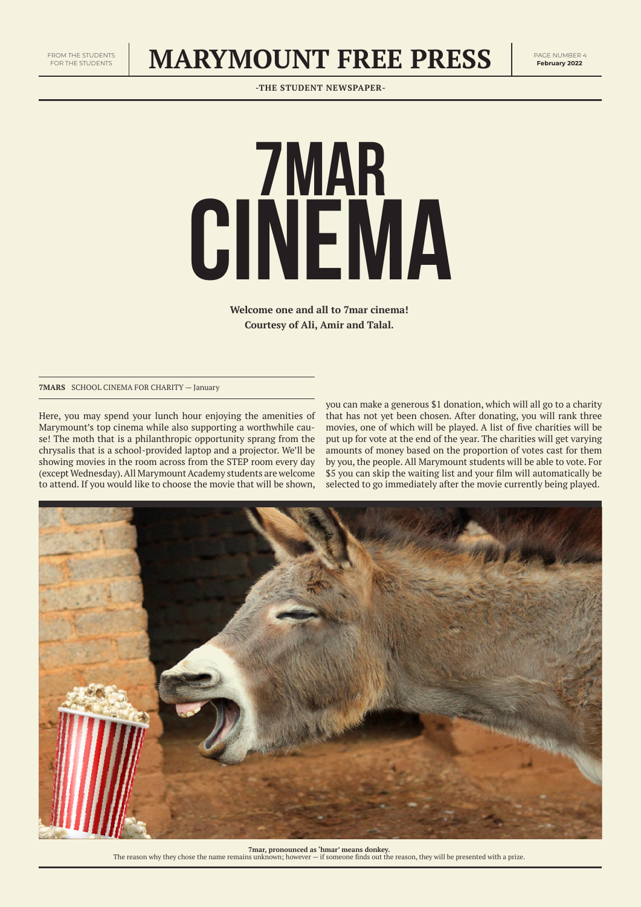# 7MAR CINEMA

**Welcome one and all to 7mar cinema!**
**Courtesy of Ali, Amir and Talal.**

**7MARS** SCHOOL CINEMA FOR CHARITY — January

Here, you may spend your lunch hour enjoying the amenities of Marymount's top cinema while also supporting a worthwhile cause! The moth that is a philanthropic opportunity sprang from the chrysalis that is a school-provided laptop and a projector. We'll be showing movies in the room across from the STEP room every day (except Wednesday). All Marymount Academy students are welcome to attend. If you would like to choose the movie that will be shown, you can make a generous $1 donation, which will all go to a charity that has not yet been chosen. After donating, you will rank three movies, one of which will be played. A list of five charities will be put up for vote at the end of the year. The charities will get varying amounts of money based on the proportion of votes cast for them by you, the people. All Marymount students will be able to vote. For $5 you can skip the waiting list and your film will automatically be selected to go immediately after the movie currently being played.

**7mar, pronounced as 'hmar' means donkey.**
The reason why they chose the name remains unknown; however — if someone finds out the reason, they will be presented with a prize.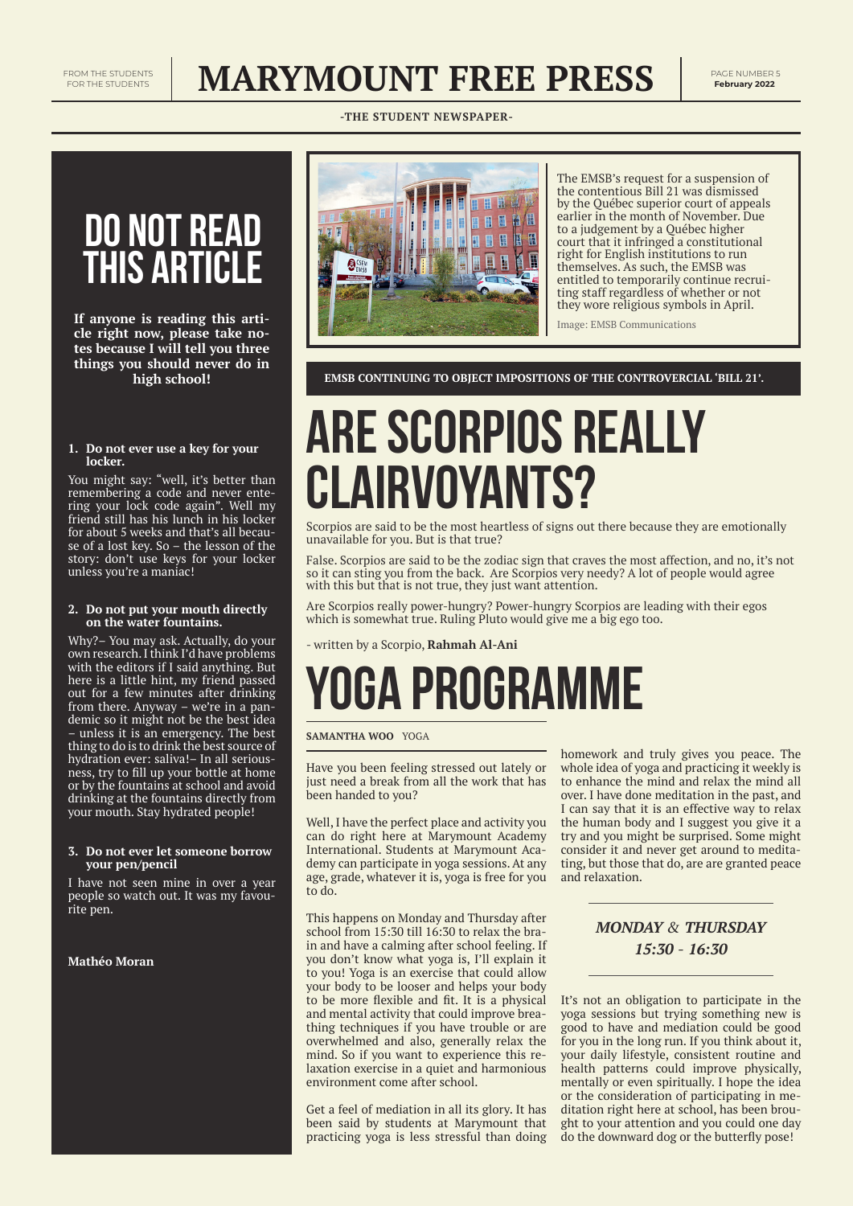FROM THE STUDENTS FOR THE STUDENTS

# MARYMOUNT FREE PRESS

February 2022

-THE STUDENT NEWSPAPER-

## DO NOT READ THIS ARTICLE

**If anyone is reading this article right now, please take notes because I will tell you three things you should never do in high school!**

1. **Do not ever use a key for your locker.**

You might say: "well, it's better than remembering a code and never entering your lock code again". Well my friend still has his lunch in his locker for about 5 weeks and that's all because of a lost key. So – the lesson of the story: don't use keys for your locker unless you're a maniac!

2. **Do not put your mouth directly on the water fountains.**

Why?– You may ask. Actually, do your own research. I think I'd have problems with the editors if I said anything. But here is a little hint, my friend passed out for a few minutes after drinking from there. Anyway – we're in a pandemic so it might not be the best idea – unless it is an emergency. The best thing to do is to drink the best source of hydration ever: saliva!– In all seriousness, try to fill up your bottle at home or by the fountains at school and avoid drinking at the fountains directly from your mouth. Stay hydrated people!

3. **Do not ever let someone borrow your pen/pencil**

I have not seen mine in over a year people so watch out. It was my favourite pen.

**Mathéo Moran**

The EMSB's request for a suspension of the contentious Bill 21 was dismissed by the Québec superior court of appeals earlier in the month of November. Due to a judgement by a Québec higher court that it infringed a constitutional right for English institutions to run themselves. As such, the EMSB was entitled to temporarily continue recruiting staff regardless of whether or not they wore religious symbols in April.

Image: EMSB Communications

**EMSB CONTINUING TO OBJECT IMPOSITIONS OF THE CONTROVERCIAL 'BILL 21'.**

## ARE SCORPIOS REALLY CLAIRVOYANTS?

Scorpios are said to be the most heartless of signs out there because they are emotionally unavailable for you. But is that true?

False. Scorpios are said to be the zodiac sign that craves the most affection, and no, it's not so it can sting you from the back. Are Scorpios very needy? A lot of people would agree with this but that is not true, they just want attention.

Are Scorpios really power-hungry? Power-hungry Scorpios are leading with their egos which is somewhat true. Ruling Pluto would give me a big ego too.

- written by a Scorpio, **Rahmah Al-Ani**

## YOGA PROGRAMME

**SAMANTHA WOO** YOGA

Have you been feeling stressed out lately or just need a break from all the work that has been handed to you?

Well, I have the perfect place and activity you can do right here at Marymount Academy International. Students at Marymount Academy can participate in yoga sessions. At any age, grade, whatever it is, yoga is free for you to do.

This happens on Monday and Thursday after school from 15:30 till 16:30 to relax the brain and have a calming after school feeling. If you don't know what yoga is, I'll explain it to you! Yoga is an exercise that could allow your body to be looser and helps your body to be more flexible and fit. It is a physical and mental activity that could improve breathing techniques if you have trouble or are overwhelmed and also, generally relax the mind. So if you want to experience this relaxation exercise in a quiet and harmonious environment come after school.

Get a feel of mediation in all its glory. It has been said by students at Marymount that practicing yoga is less stressful than doing homework and truly gives you peace. The whole idea of yoga and practicing it weekly is to enhance the mind and relax the mind all over. I have done meditation in the past, and I can say that it is an effective way to relax the human body and I suggest you give it a try and you might be surprised. Some might consider it and never get around to meditating, but those that do, are are granted peace and relaxation.

***MONDAY & THURSDAY***
***15:30 - 16:30***

It's not an obligation to participate in the yoga sessions but trying something new is good to have and mediation could be good for you in the long run. If you think about it, your daily lifestyle, consistent routine and health patterns could improve physically, mentally or even spiritually. I hope the idea or the consideration of participating in meditation right here at school, has been brought to your attention and you could one day do the downward dog or the butterfly pose!